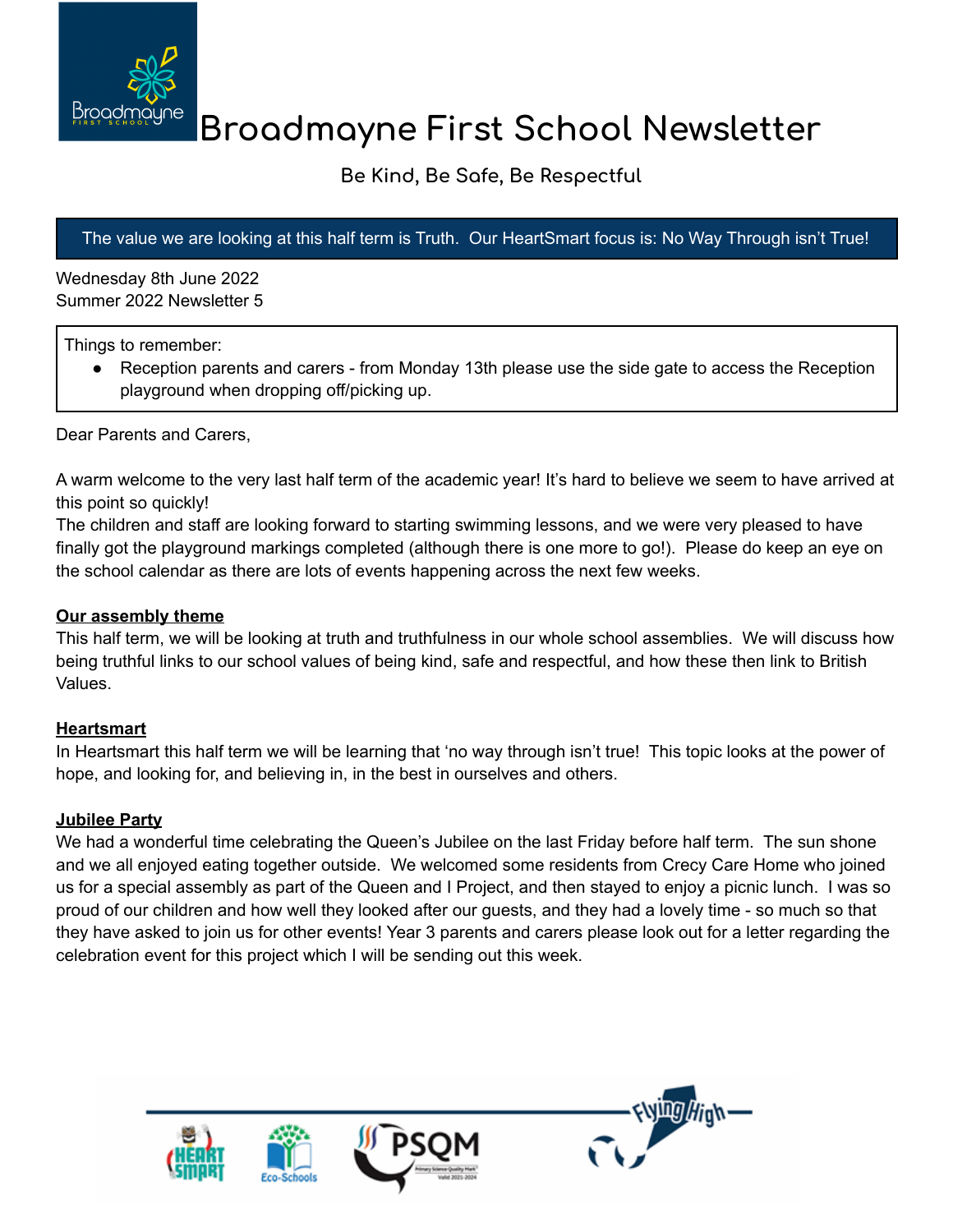# Broadmayne First School Newsletter

**Be Kind, Be Safe, Be Respectful**

The value we are looking at this half term is Truth. Our HeartSmart focus is: No Way Through isn't True!

Wednesday 8th June 2022
Summer 2022 Newsletter 5

Things to remember:

- Reception parents and carers - from Monday 13th please use the side gate to access the Reception playground when dropping off/picking up.

Dear Parents and Carers,

A warm welcome to the very last half term of the academic year! It's hard to believe we seem to have arrived at this point so quickly!
The children and staff are looking forward to starting swimming lessons, and we were very pleased to have finally got the playground markings completed (although there is one more to go!). Please do keep an eye on the school calendar as there are lots of events happening across the next few weeks.

**Our assembly theme**

This half term, we will be looking at truth and truthfulness in our whole school assemblies. We will discuss how being truthful links to our school values of being kind, safe and respectful, and how these then link to British Values.

**Heartsmart**

In Heartsmart this half term we will be learning that 'no way through isn't true! This topic looks at the power of hope, and looking for, and believing in, in the best in ourselves and others.

**Jubilee Party**

We had a wonderful time celebrating the Queen's Jubilee on the last Friday before half term. The sun shone and we all enjoyed eating together outside. We welcomed some residents from Crecy Care Home who joined us for a special assembly as part of the Queen and I Project, and then stayed to enjoy a picnic lunch. I was so proud of our children and how well they looked after our guests, and they had a lovely time - so much so that they have asked to join us for other events! Year 3 parents and carers please look out for a letter regarding the celebration event for this project which I will be sending out this week.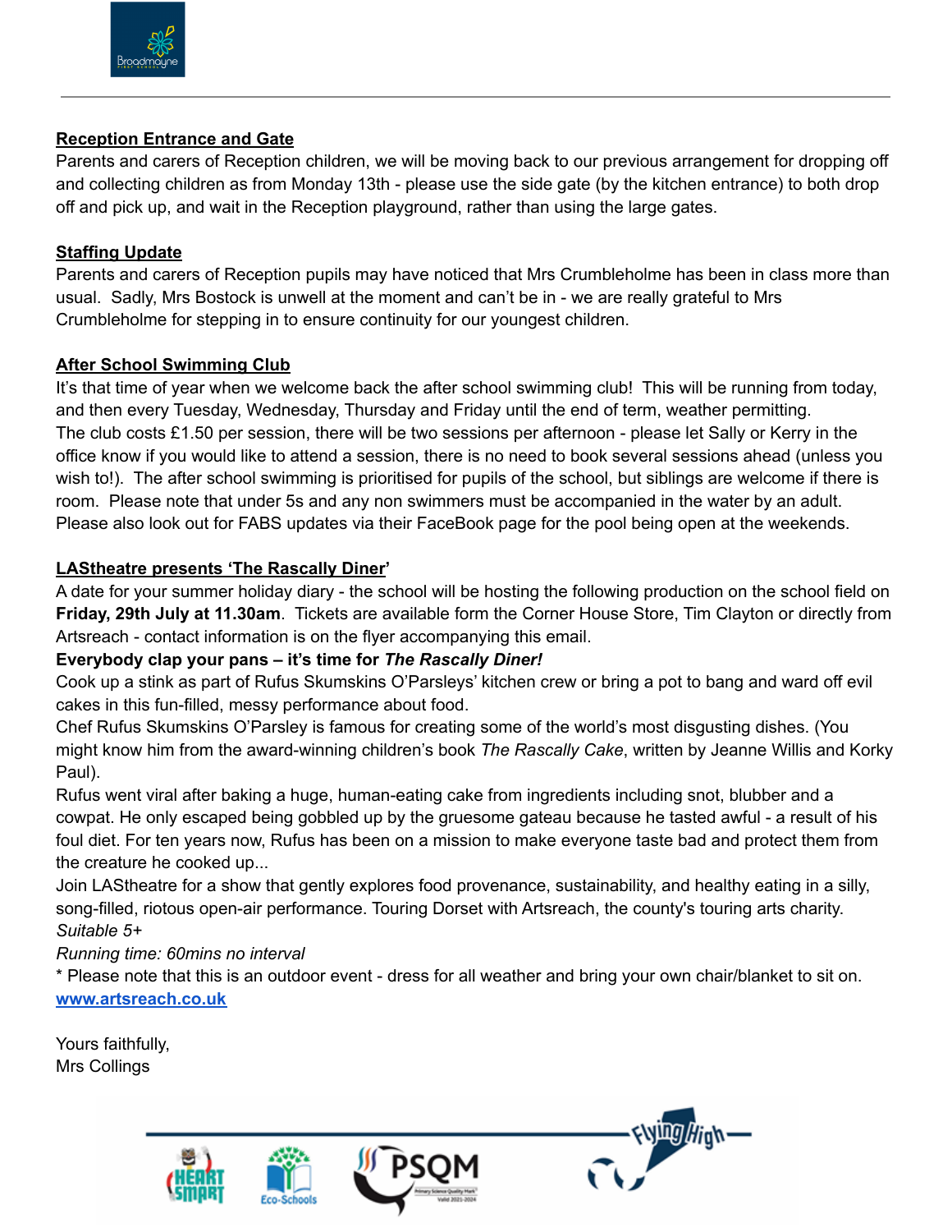**Reception Entrance and Gate**

Parents and carers of Reception children, we will be moving back to our previous arrangement for dropping off and collecting children as from Monday 13th - please use the side gate (by the kitchen entrance) to both drop off and pick up, and wait in the Reception playground, rather than using the large gates.

**Staffing Update**

Parents and carers of Reception pupils may have noticed that Mrs Crumbleholme has been in class more than usual. Sadly, Mrs Bostock is unwell at the moment and can't be in - we are really grateful to Mrs Crumbleholme for stepping in to ensure continuity for our youngest children.

**After School Swimming Club**

It's that time of year when we welcome back the after school swimming club! This will be running from today, and then every Tuesday, Wednesday, Thursday and Friday until the end of term, weather permitting.
The club costs £1.50 per session, there will be two sessions per afternoon - please let Sally or Kerry in the office know if you would like to attend a session, there is no need to book several sessions ahead (unless you wish to!). The after school swimming is prioritised for pupils of the school, but siblings are welcome if there is room. Please note that under 5s and any non swimmers must be accompanied in the water by an adult.
Please also look out for FABS updates via their FaceBook page for the pool being open at the weekends.

**LAStheatre presents 'The Rascally Diner'**

A date for your summer holiday diary - the school will be hosting the following production on the school field on **Friday, 29th July at 11.30am**. Tickets are available form the Corner House Store, Tim Clayton or directly from Artsreach - contact information is on the flyer accompanying this email.

**Everybody clap your pans – it's time for *The Rascally Diner!***

Cook up a stink as part of Rufus Skumskins O'Parsleys' kitchen crew or bring a pot to bang and ward off evil cakes in this fun-filled, messy performance about food.
Chef Rufus Skumskins O'Parsley is famous for creating some of the world's most disgusting dishes. (You might know him from the award-winning children's book *The Rascally Cake*, written by Jeanne Willis and Korky Paul).
Rufus went viral after baking a huge, human-eating cake from ingredients including snot, blubber and a cowpat. He only escaped being gobbled up by the gruesome gateau because he tasted awful - a result of his foul diet. For ten years now, Rufus has been on a mission to make everyone taste bad and protect them from the creature he cooked up...
Join LAStheatre for a show that gently explores food provenance, sustainability, and healthy eating in a silly, song-filled, riotous open-air performance. Touring Dorset with Artsreach, the county's touring arts charity.
*Suitable 5+*
*Running time: 60mins no interval*
* Please note that this is an outdoor event - dress for all weather and bring your own chair/blanket to sit on.
[www.artsreach.co.uk](http://www.artsreach.co.uk)

Yours faithfully,
Mrs Collings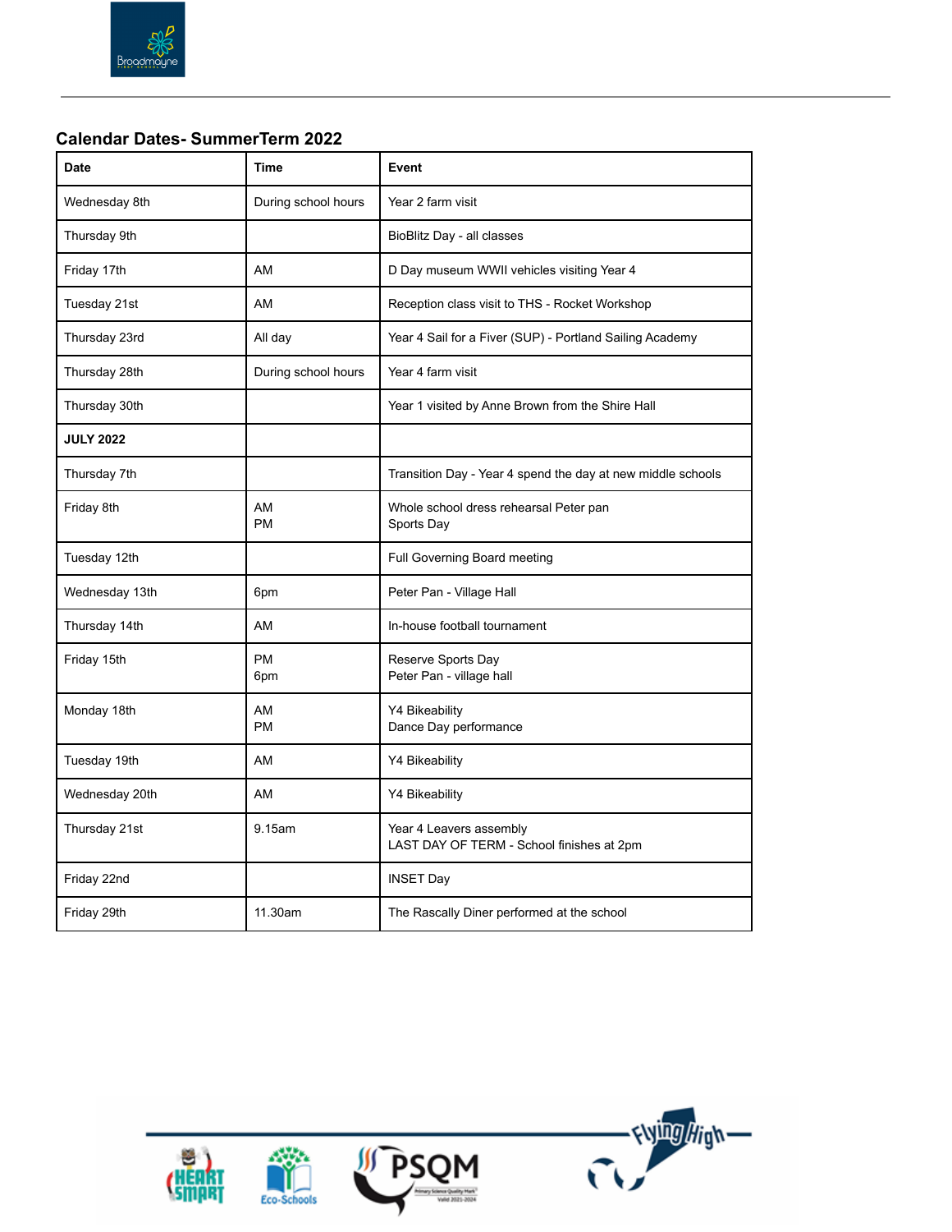## Calendar Dates- SummerTerm 2022

| Date | Time | Event |
|---|---|---|
| Wednesday 8th | During school hours | Year 2 farm visit |
| Thursday 9th | | BioBlitz Day - all classes |
| Friday 17th | AM | D Day museum WWII vehicles visiting Year 4 |
| Tuesday 21st | AM | Reception class visit to THS - Rocket Workshop |
| Thursday 23rd | All day | Year 4 Sail for a Fiver (SUP) - Portland Sailing Academy |
| Thursday 28th | During school hours | Year 4 farm visit |
| Thursday 30th | | Year 1 visited by Anne Brown from the Shire Hall |
| **JULY 2022** | | |
| Thursday 7th | | Transition Day - Year 4 spend the day at new middle schools |
| Friday 8th | AM<br>PM | Whole school dress rehearsal Peter pan<br>Sports Day |
| Tuesday 12th | | Full Governing Board meeting |
| Wednesday 13th | 6pm | Peter Pan - Village Hall |
| Thursday 14th | AM | In-house football tournament |
| Friday 15th | PM<br>6pm | Reserve Sports Day<br>Peter Pan - village hall |
| Monday 18th | AM<br>PM | Y4 Bikeability<br>Dance Day performance |
| Tuesday 19th | AM | Y4 Bikeability |
| Wednesday 20th | AM | Y4 Bikeability |
| Thursday 21st | 9.15am | Year 4 Leavers assembly<br>LAST DAY OF TERM - School finishes at 2pm |
| Friday 22nd | | INSET Day |
| Friday 29th | 11.30am | The Rascally Diner performed at the school |